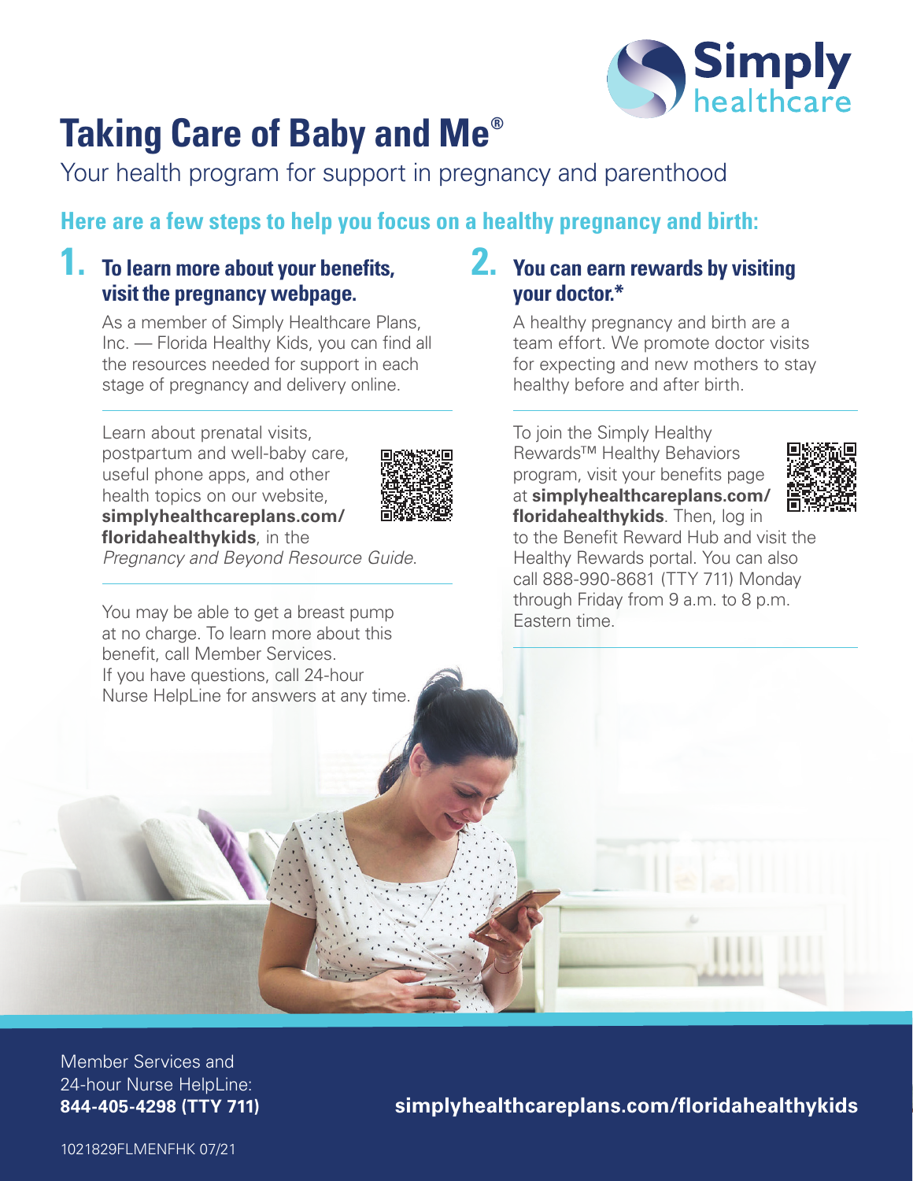# Taking Care of Baby and Me®

Your health program for support in pregnancy and parenthood

## Here are a few steps to help you focus on a healthy pregnancy and birth:

### 1. To learn more about your benefits, visit the pregnancy webpage.

As a member of Simply Healthcare Plans, Inc. — Florida Healthy Kids, you can find all the resources needed for support in each stage of pregnancy and delivery online.

Learn about prenatal visits, postpartum and well-baby care, useful phone apps, and other health topics on our website, **simplyhealthcareplans.com/floridahealthykids**, in the *Pregnancy and Beyond Resource Guide*.

You may be able to get a breast pump at no charge. To learn more about this benefit, call Member Services. If you have questions, call 24-hour Nurse HelpLine for answers at any time.

### 2. You can earn rewards by visiting your doctor.*

A healthy pregnancy and birth are a team effort. We promote doctor visits for expecting and new mothers to stay healthy before and after birth.

To join the Simply Healthy Rewards™ Healthy Behaviors program, visit your benefits page at **simplyhealthcareplans.com/floridahealthykids**. Then, log in to the Benefit Reward Hub and visit the Healthy Rewards portal. You can also call 888-990-8681 (TTY 711) Monday through Friday from 9 a.m. to 8 p.m. Eastern time.

Member Services and 24-hour Nurse HelpLine:
**844-405-4298 (TTY 711)**

**simplyhealthcareplans.com/floridahealthykids**

1021829FLMENFHK 07/21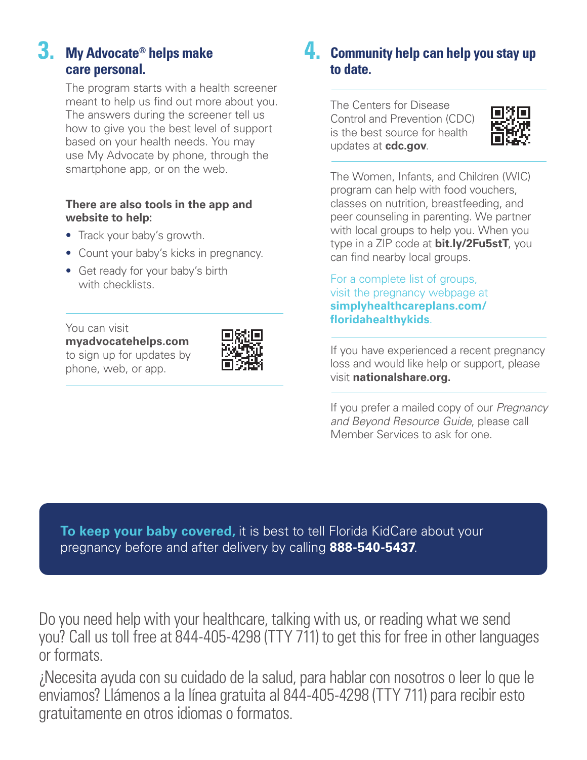## 3. My Advocate® helps make care personal.

The program starts with a health screener meant to help us find out more about you. The answers during the screener tell us how to give you the best level of support based on your health needs. You may use My Advocate by phone, through the smartphone app, or on the web.

**There are also tools in the app and website to help:**

- Track your baby's growth.
- Count your baby's kicks in pregnancy.
- Get ready for your baby's birth with checklists.

You can visit **myadvocatehelps.com** to sign up for updates by phone, web, or app.

## 4. Community help can help you stay up to date.

The Centers for Disease Control and Prevention (CDC) is the best source for health updates at **cdc.gov**.

The Women, Infants, and Children (WIC) program can help with food vouchers, classes on nutrition, breastfeeding, and peer counseling in parenting. We partner with local groups to help you. When you type in a ZIP code at **bit.ly/2Fu5stT**, you can find nearby local groups.

For a complete list of groups, visit the pregnancy webpage at **simplyhealthcareplans.com/floridahealthykids**.

If you have experienced a recent pregnancy loss and would like help or support, please visit **nationalshare.org.**

If you prefer a mailed copy of our *Pregnancy and Beyond Resource Guide*, please call Member Services to ask for one.

**To keep your baby covered,** it is best to tell Florida KidCare about your pregnancy before and after delivery by calling **888-540-5437**.

Do you need help with your healthcare, talking with us, or reading what we send you? Call us toll free at 844-405-4298 (TTY 711) to get this for free in other languages or formats.

¿Necesita ayuda con su cuidado de la salud, para hablar con nosotros o leer lo que le enviamos? Llámenos a la línea gratuita al 844-405-4298 (TTY 711) para recibir esto gratuitamente en otros idiomas o formatos.